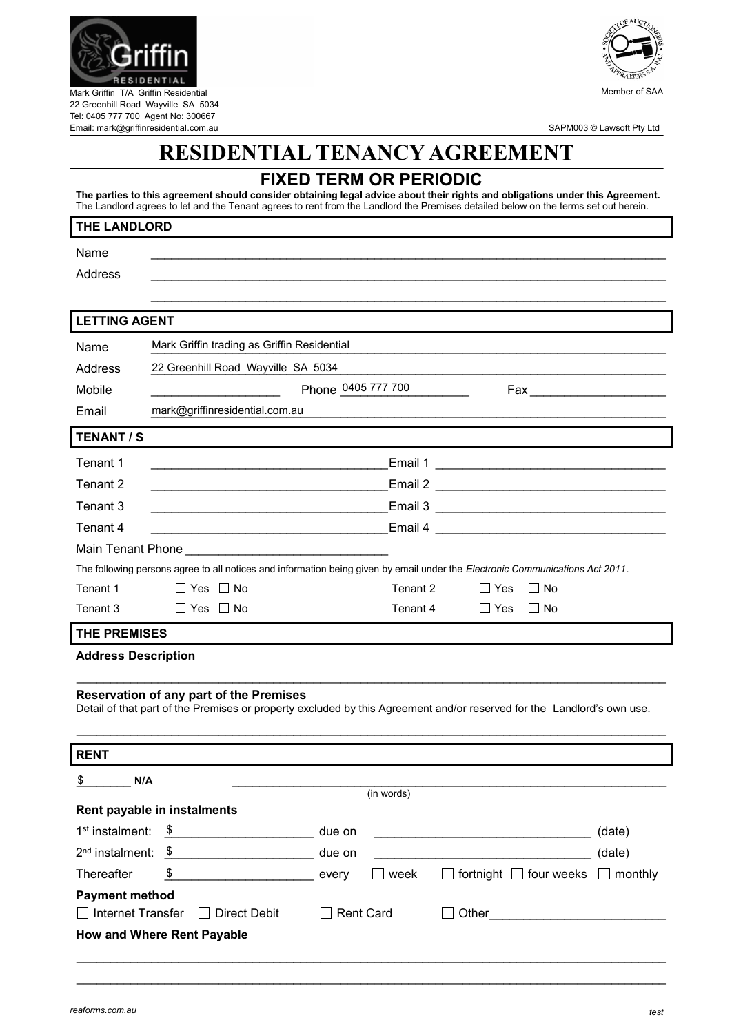Mark Griffin T/A Griffin Residential
22 Greenhill Road Wayville SA 5034
Tel: 0405 777 700 Agent No: 300667
Email: mark@griffinresidential.com.au

Member of SAA

SAPM003 © Lawsoft Pty Ltd

# RESIDENTIAL TENANCY AGREEMENT

## FIXED TERM OR PERIODIC

**The parties to this agreement should consider obtaining legal advice about their rights and obligations under this Agreement.**
The Landlord agrees to let and the Tenant agrees to rent from the Landlord the Premises detailed below on the terms set out herein.

### THE LANDLORD

Name ________________________________________

Address ________________________________________

________________________________________

### LETTING AGENT

Name Mark Griffin trading as Griffin Residential

Address 22 Greenhill Road Wayville SA 5034

Mobile ____________ Phone 0405 777 700 Fax ____________

Email mark@griffinresidential.com.au

### TENANT / S

Tenant 1 ____________________ Email 1 ____________________

Tenant 2 ____________________ Email 2 ____________________

Tenant 3 ____________________ Email 3 ____________________

Tenant 4 ____________________ Email 4 ____________________

Main Tenant Phone ____________________

The following persons agree to all notices and information being given by email under the *Electronic Communications Act 2011*.

Tenant 1 ☐ Yes ☐ No Tenant 2 ☐ Yes ☐ No

Tenant 3 ☐ Yes ☐ No Tenant 4 ☐ Yes ☐ No

### THE PREMISES

**Address Description**

________________________________________

**Reservation of any part of the Premises**
Detail of that part of the Premises or property excluded by this Agreement and/or reserved for the Landlord's own use.

________________________________________

### RENT

$ N/A ________________________________________ (in words)

**Rent payable in instalments**

1st instalment: $ ____________ due on ____________ (date)

2nd instalment: $ ____________ due on ____________ (date)

Thereafter $ ____________ every ☐ week ☐ fortnight ☐ four weeks ☐ monthly

**Payment method**

☐ Internet Transfer ☐ Direct Debit ☐ Rent Card ☐ Other____________

**How and Where Rent Payable**

________________________________________

________________________________________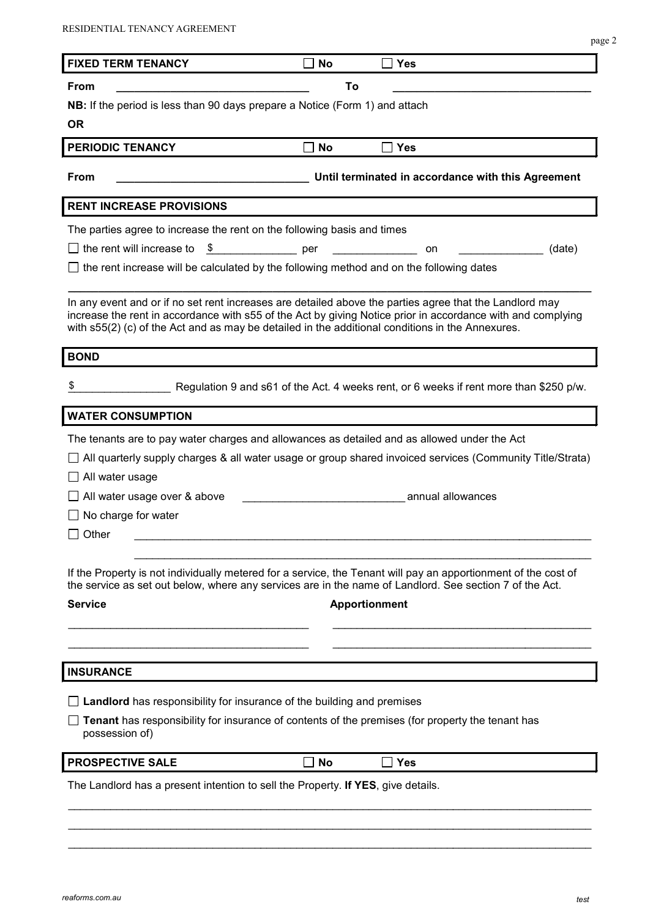**FIXED TERM TENANCY** ☐ No ☐ Yes

**From** ______________________________ **To** ______________________________

**NB:** If the period is less than 90 days prepare a Notice (Form 1) and attach

**OR**

**PERIODIC TENANCY** ☐ No ☐ Yes

**From** ______________________________ **Until terminated in accordance with this Agreement**

**RENT INCREASE PROVISIONS**

The parties agree to increase the rent on the following basis and times

☐ the rent will increase to $______________ per ______________ on ______________ (date)

☐ the rent increase will be calculated by the following method and on the following dates

______________________________________________________________________________

In any event and or if no set rent increases are detailed above the parties agree that the Landlord may increase the rent in accordance with s55 of the Act by giving Notice prior in accordance with and complying with s55(2) (c) of the Act and as may be detailed in the additional conditions in the Annexures.

**BOND**

$________________ Regulation 9 and s61 of the Act. 4 weeks rent, or 6 weeks if rent more than $250 p/w.

**WATER CONSUMPTION**

The tenants are to pay water charges and allowances as detailed and as allowed under the Act

☐ All quarterly supply charges & all water usage or group shared invoiced services (Community Title/Strata)

☐ All water usage

☐ All water usage over & above __________________________ annual allowances

☐ No charge for water

☐ Other ______________________________________________________________________________

______________________________________________________________________________

If the Property is not individually metered for a service, the Tenant will pay an apportionment of the cost of the service as set out below, where any services are in the name of Landlord. See section 7 of the Act.

| Service | Apportionment |
|---|---|
| ________________________ | ________________________ |
| ________________________ | ________________________ |

**INSURANCE**

☐ **Landlord** has responsibility for insurance of the building and premises

☐ **Tenant** has responsibility for insurance of contents of the premises (for property the tenant has possession of)

**PROSPECTIVE SALE** ☐ No ☐ Yes

The Landlord has a present intention to sell the Property. **If YES**, give details.

______________________________________________________________________________

______________________________________________________________________________

______________________________________________________________________________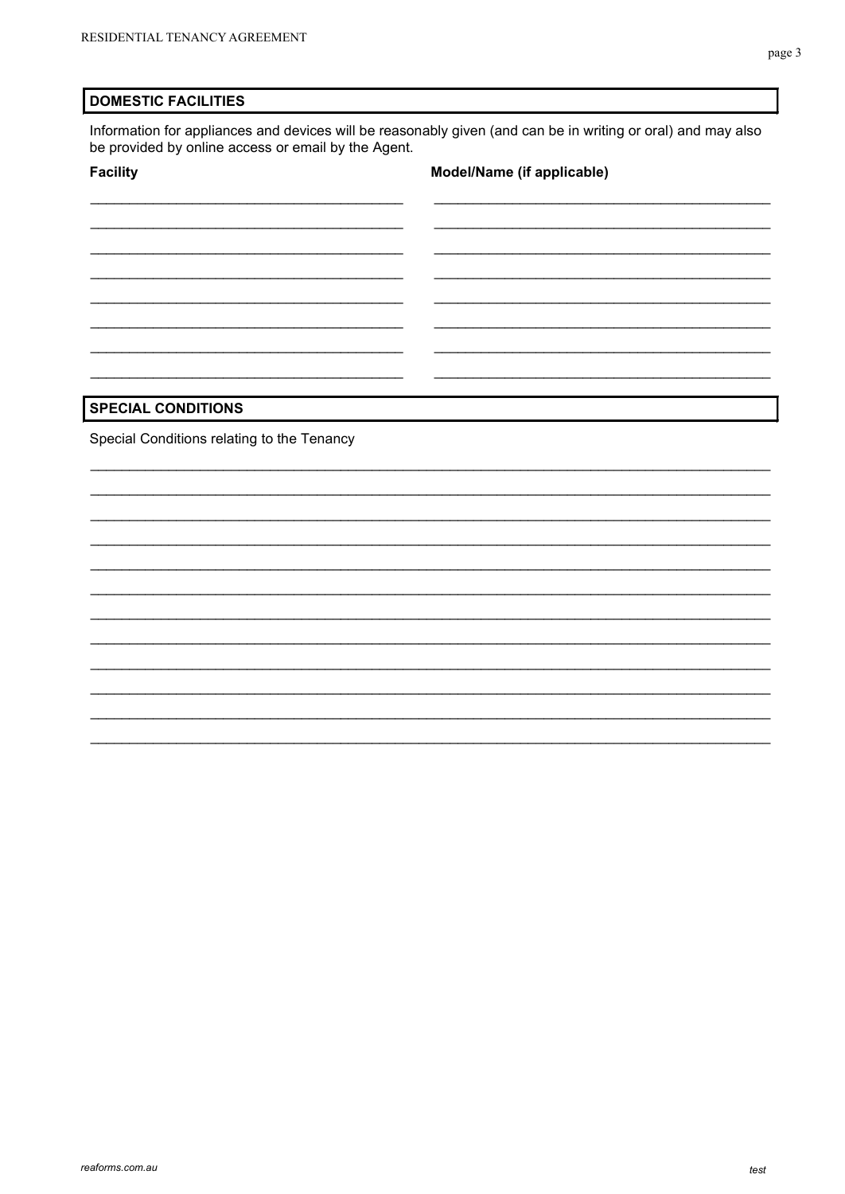## DOMESTIC FACILITIES

Information for appliances and devices will be reasonably given (and can be in writing or oral) and may also be provided by online access or email by the Agent.

| Facility | Model/Name (if applicable) |
|---|---|
| | |
| | |
| | |
| | |
| | |
| | |
| | |
| | |

## SPECIAL CONDITIONS

Special Conditions relating to the Tenancy

______________________________________________________________________________

______________________________________________________________________________

______________________________________________________________________________

______________________________________________________________________________

______________________________________________________________________________

______________________________________________________________________________

______________________________________________________________________________

______________________________________________________________________________

______________________________________________________________________________

______________________________________________________________________________

______________________________________________________________________________

______________________________________________________________________________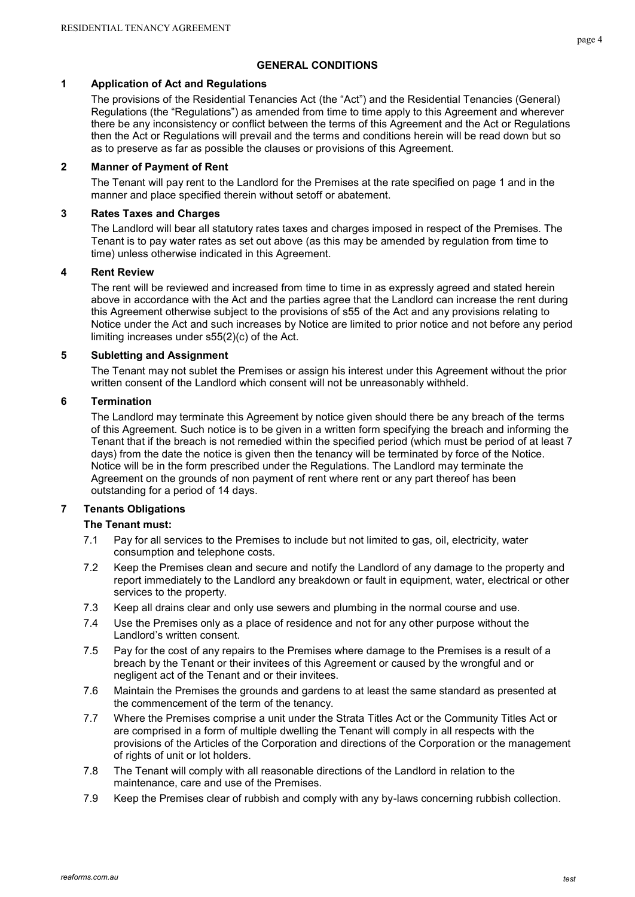## GENERAL CONDITIONS

### 1 Application of Act and Regulations

The provisions of the Residential Tenancies Act (the "Act") and the Residential Tenancies (General) Regulations (the "Regulations") as amended from time to time apply to this Agreement and wherever there be any inconsistency or conflict between the terms of this Agreement and the Act or Regulations then the Act or Regulations will prevail and the terms and conditions herein will be read down but so as to preserve as far as possible the clauses or provisions of this Agreement.

### 2 Manner of Payment of Rent

The Tenant will pay rent to the Landlord for the Premises at the rate specified on page 1 and in the manner and place specified therein without setoff or abatement.

### 3 Rates Taxes and Charges

The Landlord will bear all statutory rates taxes and charges imposed in respect of the Premises. The Tenant is to pay water rates as set out above (as this may be amended by regulation from time to time) unless otherwise indicated in this Agreement.

### 4 Rent Review

The rent will be reviewed and increased from time to time in as expressly agreed and stated herein above in accordance with the Act and the parties agree that the Landlord can increase the rent during this Agreement otherwise subject to the provisions of s55 of the Act and any provisions relating to Notice under the Act and such increases by Notice are limited to prior notice and not before any period limiting increases under s55(2)(c) of the Act.

### 5 Subletting and Assignment

The Tenant may not sublet the Premises or assign his interest under this Agreement without the prior written consent of the Landlord which consent will not be unreasonably withheld.

### 6 Termination

The Landlord may terminate this Agreement by notice given should there be any breach of the terms of this Agreement. Such notice is to be given in a written form specifying the breach and informing the Tenant that if the breach is not remedied within the specified period (which must be period of at least 7 days) from the date the notice is given then the tenancy will be terminated by force of the Notice. Notice will be in the form prescribed under the Regulations. The Landlord may terminate the Agreement on the grounds of non payment of rent where rent or any part thereof has been outstanding for a period of 14 days.

### 7 Tenants Obligations

**The Tenant must:**

7.1 Pay for all services to the Premises to include but not limited to gas, oil, electricity, water consumption and telephone costs.

7.2 Keep the Premises clean and secure and notify the Landlord of any damage to the property and report immediately to the Landlord any breakdown or fault in equipment, water, electrical or other services to the property.

7.3 Keep all drains clear and only use sewers and plumbing in the normal course and use.

7.4 Use the Premises only as a place of residence and not for any other purpose without the Landlord's written consent.

7.5 Pay for the cost of any repairs to the Premises where damage to the Premises is a result of a breach by the Tenant or their invitees of this Agreement or caused by the wrongful and or negligent act of the Tenant and or their invitees.

7.6 Maintain the Premises the grounds and gardens to at least the same standard as presented at the commencement of the term of the tenancy.

7.7 Where the Premises comprise a unit under the Strata Titles Act or the Community Titles Act or are comprised in a form of multiple dwelling the Tenant will comply in all respects with the provisions of the Articles of the Corporation and directions of the Corporation or the management of rights of unit or lot holders.

7.8 The Tenant will comply with all reasonable directions of the Landlord in relation to the maintenance, care and use of the Premises.

7.9 Keep the Premises clear of rubbish and comply with any by-laws concerning rubbish collection.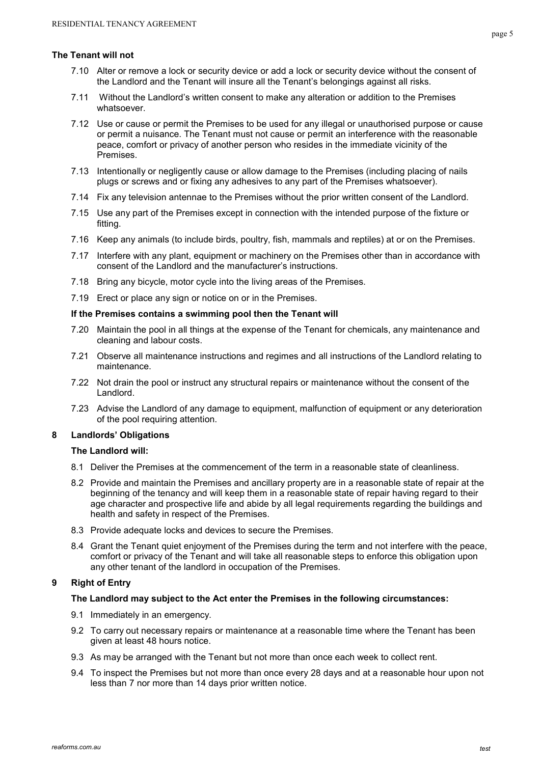**The Tenant will not**

7.10 Alter or remove a lock or security device or add a lock or security device without the consent of the Landlord and the Tenant will insure all the Tenant's belongings against all risks.

7.11 Without the Landlord's written consent to make any alteration or addition to the Premises whatsoever.

7.12 Use or cause or permit the Premises to be used for any illegal or unauthorised purpose or cause or permit a nuisance. The Tenant must not cause or permit an interference with the reasonable peace, comfort or privacy of another person who resides in the immediate vicinity of the Premises.

7.13 Intentionally or negligently cause or allow damage to the Premises (including placing of nails plugs or screws and or fixing any adhesives to any part of the Premises whatsoever).

7.14 Fix any television antennae to the Premises without the prior written consent of the Landlord.

7.15 Use any part of the Premises except in connection with the intended purpose of the fixture or fitting.

7.16 Keep any animals (to include birds, poultry, fish, mammals and reptiles) at or on the Premises.

7.17 Interfere with any plant, equipment or machinery on the Premises other than in accordance with consent of the Landlord and the manufacturer's instructions.

7.18 Bring any bicycle, motor cycle into the living areas of the Premises.

7.19 Erect or place any sign or notice on or in the Premises.

**If the Premises contains a swimming pool then the Tenant will**

7.20 Maintain the pool in all things at the expense of the Tenant for chemicals, any maintenance and cleaning and labour costs.

7.21 Observe all maintenance instructions and regimes and all instructions of the Landlord relating to maintenance.

7.22 Not drain the pool or instruct any structural repairs or maintenance without the consent of the Landlord.

7.23 Advise the Landlord of any damage to equipment, malfunction of equipment or any deterioration of the pool requiring attention.

## 8 Landlords' Obligations

**The Landlord will:**

8.1 Deliver the Premises at the commencement of the term in a reasonable state of cleanliness.

8.2 Provide and maintain the Premises and ancillary property are in a reasonable state of repair at the beginning of the tenancy and will keep them in a reasonable state of repair having regard to their age character and prospective life and abide by all legal requirements regarding the buildings and health and safety in respect of the Premises.

8.3 Provide adequate locks and devices to secure the Premises.

8.4 Grant the Tenant quiet enjoyment of the Premises during the term and not interfere with the peace, comfort or privacy of the Tenant and will take all reasonable steps to enforce this obligation upon any other tenant of the landlord in occupation of the Premises.

## 9 Right of Entry

**The Landlord may subject to the Act enter the Premises in the following circumstances:**

9.1 Immediately in an emergency.

9.2 To carry out necessary repairs or maintenance at a reasonable time where the Tenant has been given at least 48 hours notice.

9.3 As may be arranged with the Tenant but not more than once each week to collect rent.

9.4 To inspect the Premises but not more than once every 28 days and at a reasonable hour upon not less than 7 nor more than 14 days prior written notice.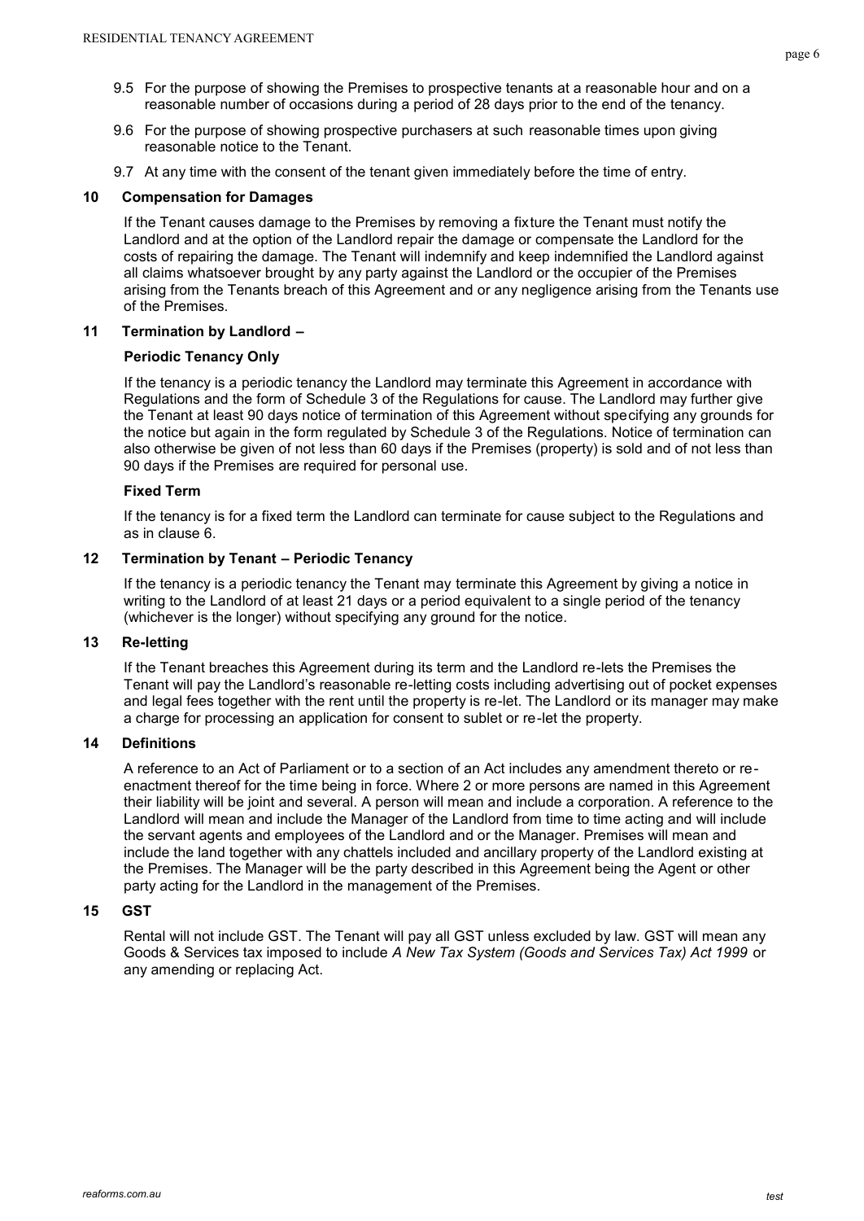9.5 For the purpose of showing the Premises to prospective tenants at a reasonable hour and on a reasonable number of occasions during a period of 28 days prior to the end of the tenancy.

9.6 For the purpose of showing prospective purchasers at such reasonable times upon giving reasonable notice to the Tenant.

9.7 At any time with the consent of the tenant given immediately before the time of entry.

## 10 Compensation for Damages

If the Tenant causes damage to the Premises by removing a fixture the Tenant must notify the Landlord and at the option of the Landlord repair the damage or compensate the Landlord for the costs of repairing the damage. The Tenant will indemnify and keep indemnified the Landlord against all claims whatsoever brought by any party against the Landlord or the occupier of the Premises arising from the Tenants breach of this Agreement and or any negligence arising from the Tenants use of the Premises.

## 11 Termination by Landlord –

### Periodic Tenancy Only

If the tenancy is a periodic tenancy the Landlord may terminate this Agreement in accordance with Regulations and the form of Schedule 3 of the Regulations for cause. The Landlord may further give the Tenant at least 90 days notice of termination of this Agreement without specifying any grounds for the notice but again in the form regulated by Schedule 3 of the Regulations. Notice of termination can also otherwise be given of not less than 60 days if the Premises (property) is sold and of not less than 90 days if the Premises are required for personal use.

### Fixed Term

If the tenancy is for a fixed term the Landlord can terminate for cause subject to the Regulations and as in clause 6.

## 12 Termination by Tenant – Periodic Tenancy

If the tenancy is a periodic tenancy the Tenant may terminate this Agreement by giving a notice in writing to the Landlord of at least 21 days or a period equivalent to a single period of the tenancy (whichever is the longer) without specifying any ground for the notice.

## 13 Re-letting

If the Tenant breaches this Agreement during its term and the Landlord re-lets the Premises the Tenant will pay the Landlord's reasonable re-letting costs including advertising out of pocket expenses and legal fees together with the rent until the property is re-let. The Landlord or its manager may make a charge for processing an application for consent to sublet or re-let the property.

## 14 Definitions

A reference to an Act of Parliament or to a section of an Act includes any amendment thereto or re-enactment thereof for the time being in force. Where 2 or more persons are named in this Agreement their liability will be joint and several. A person will mean and include a corporation. A reference to the Landlord will mean and include the Manager of the Landlord from time to time acting and will include the servant agents and employees of the Landlord and or the Manager. Premises will mean and include the land together with any chattels included and ancillary property of the Landlord existing at the Premises. The Manager will be the party described in this Agreement being the Agent or other party acting for the Landlord in the management of the Premises.

## 15 GST

Rental will not include GST. The Tenant will pay all GST unless excluded by law. GST will mean any Goods & Services tax imposed to include *A New Tax System (Goods and Services Tax) Act 1999* or any amending or replacing Act.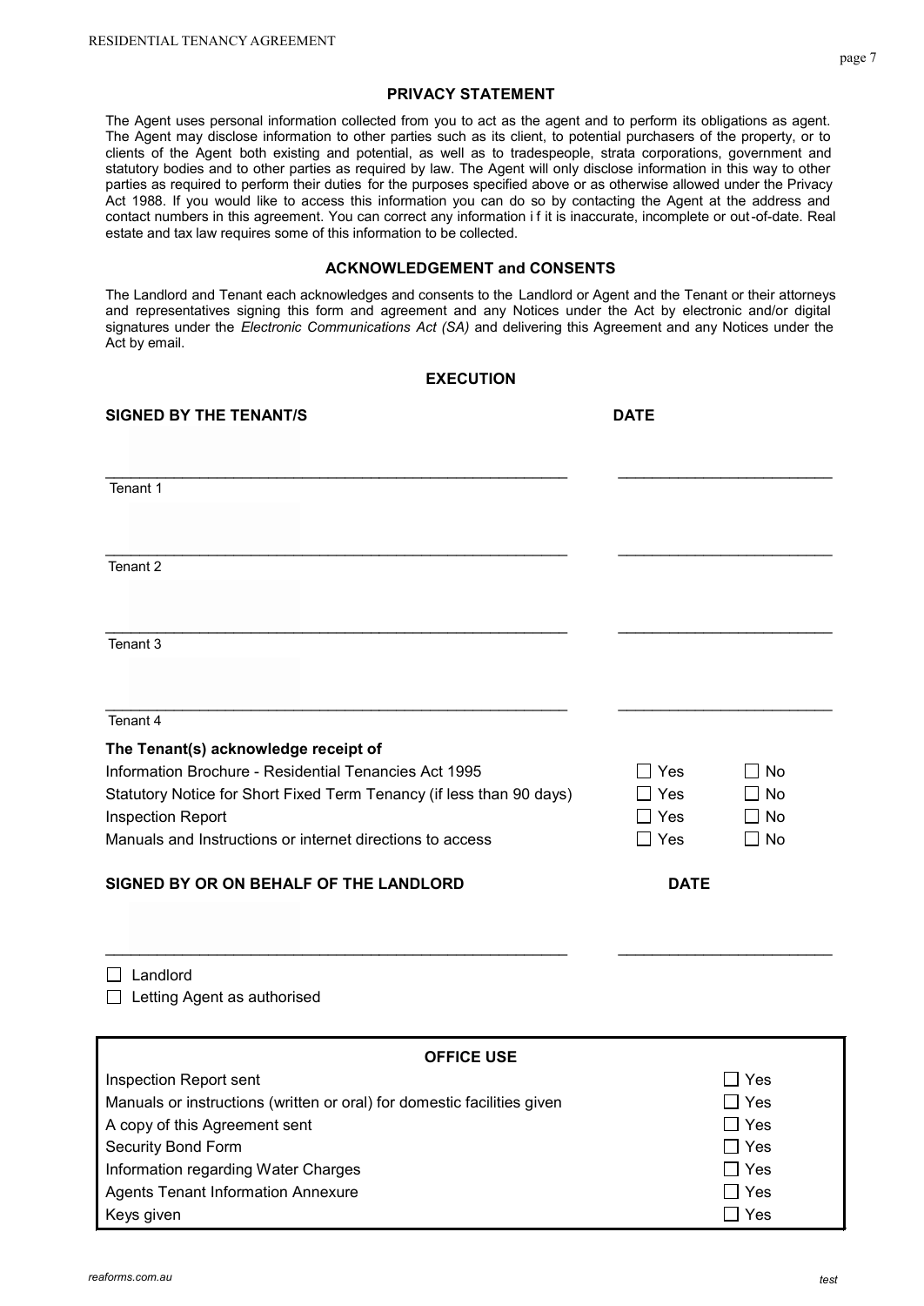## PRIVACY STATEMENT

The Agent uses personal information collected from you to act as the agent and to perform its obligations as agent. The Agent may disclose information to other parties such as its client, to potential purchasers of the property, or to clients of the Agent both existing and potential, as well as to tradespeople, strata corporations, government and statutory bodies and to other parties as required by law. The Agent will only disclose information in this way to other parties as required to perform their duties for the purposes specified above or as otherwise allowed under the Privacy Act 1988. If you would like to access this information you can do so by contacting the Agent at the address and contact numbers in this agreement. You can correct any information i f it is inaccurate, incomplete or out-of-date. Real estate and tax law requires some of this information to be collected.

## ACKNOWLEDGEMENT and CONSENTS

The Landlord and Tenant each acknowledges and consents to the Landlord or Agent and the Tenant or their attorneys and representatives signing this form and agreement and any Notices under the Act by electronic and/or digital signatures under the *Electronic Communications Act (SA)* and delivering this Agreement and any Notices under the Act by email.

## EXECUTION

**SIGNED BY THE TENANT/S** **DATE**

_______________________________________________ _______________________

Tenant 1

_______________________________________________ _______________________

Tenant 2

_______________________________________________ _______________________

Tenant 3

_______________________________________________ _______________________

Tenant 4

**The Tenant(s) acknowledge receipt of**

| | | |
|---|---|---|
| Information Brochure - Residential Tenancies Act 1995 | ☐ Yes | ☐ No |
| Statutory Notice for Short Fixed Term Tenancy (if less than 90 days) | ☐ Yes | ☐ No |
| Inspection Report | ☐ Yes | ☐ No |
| Manuals and Instructions or internet directions to access | ☐ Yes | ☐ No |

**SIGNED BY OR ON BEHALF OF THE LANDLORD** **DATE**

_______________________________________________ _______________________

☐ Landlord

☐ Letting Agent as authorised

| OFFICE USE | |
|---|---|
| Inspection Report sent | ☐ Yes |
| Manuals or instructions (written or oral) for domestic facilities given | ☐ Yes |
| A copy of this Agreement sent | ☐ Yes |
| Security Bond Form | ☐ Yes |
| Information regarding Water Charges | ☐ Yes |
| Agents Tenant Information Annexure | ☐ Yes |
| Keys given | ☐ Yes |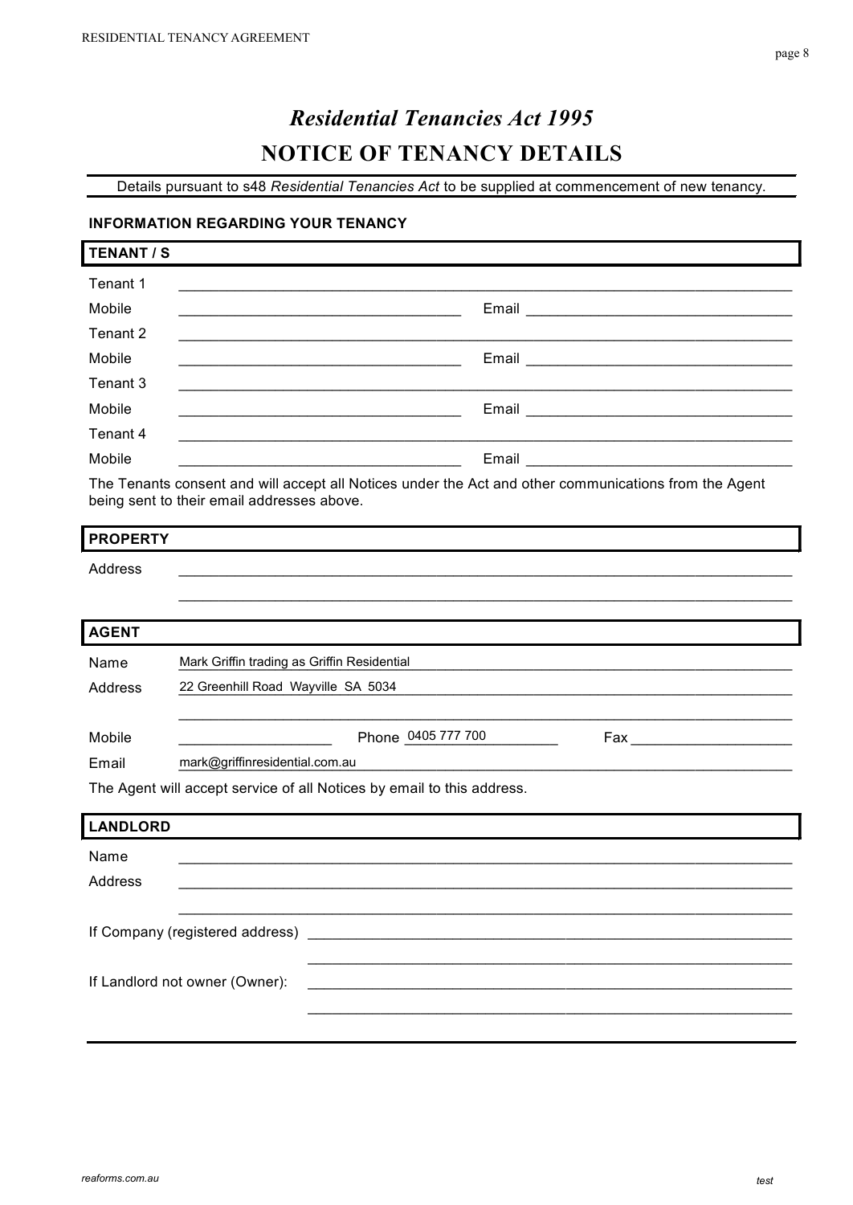# *Residential Tenancies Act 1995*

# NOTICE OF TENANCY DETAILS

Details pursuant to s48 *Residential Tenancies Act* to be supplied at commencement of new tenancy.

**INFORMATION REGARDING YOUR TENANCY**

## TENANT / S

Tenant 1 ______________________________________________

Mobile ____________________ Email ____________________

Tenant 2 ______________________________________________

Mobile ____________________ Email ____________________

Tenant 3 ______________________________________________

Mobile ____________________ Email ____________________

Tenant 4 ______________________________________________

Mobile ____________________ Email ____________________

The Tenants consent and will accept all Notices under the Act and other communications from the Agent being sent to their email addresses above.

## PROPERTY

Address ______________________________________________

______________________________________________

## AGENT

Name Mark Griffin trading as Griffin Residential

Address 22 Greenhill Road Wayville SA 5034

______________________________________________

Mobile ____________________ Phone 0405 777 700 Fax ____________________

Email mark@griffinresidential.com.au

The Agent will accept service of all Notices by email to this address.

## LANDLORD

Name ______________________________________________

Address ______________________________________________

______________________________________________

If Company (registered address) ______________________________________________

______________________________________________

If Landlord not owner (Owner): ______________________________________________

______________________________________________